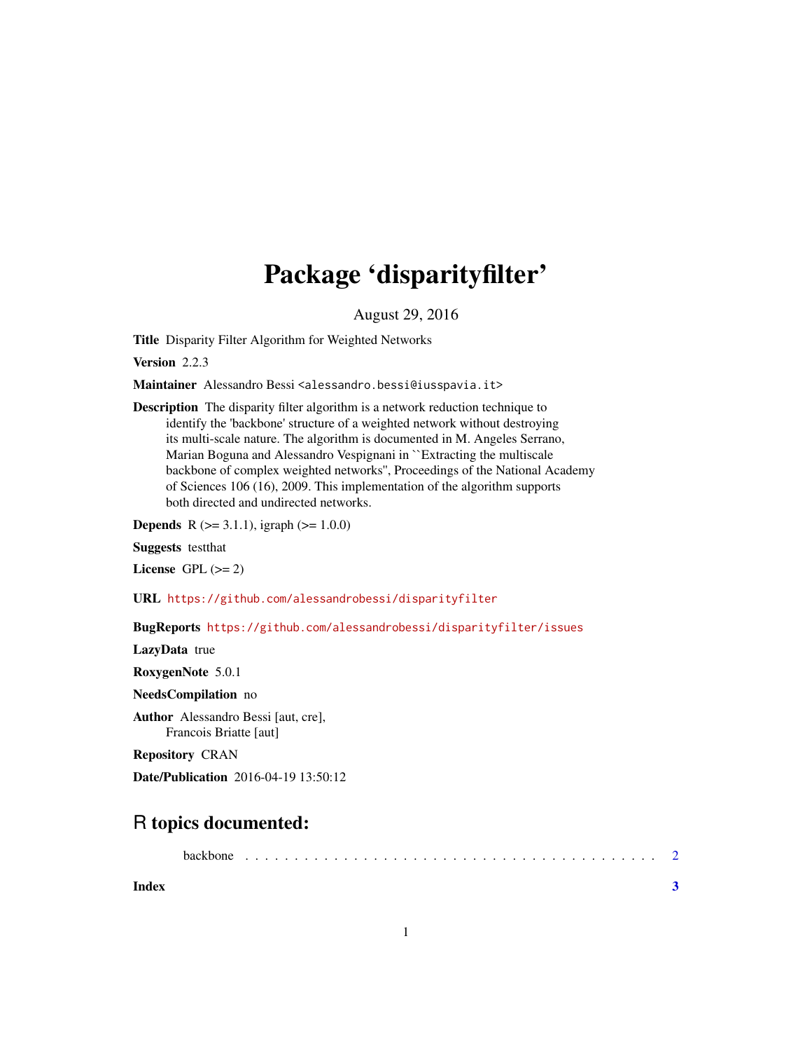# Package 'disparityfilter'

August 29, 2016

**Title** Disparity Filter Algorithm for Weighted Networks

**Version** 2.2.3

**Maintainer** Alessandro Bessi <alessandro.bessi@iusspavia.it>

**Description** The disparity filter algorithm is a network reduction technique to identify the 'backbone' structure of a weighted network without destroying its multi-scale nature. The algorithm is documented in M. Angeles Serrano, Marian Boguna and Alessandro Vespignani in ``Extracting the multiscale backbone of complex weighted networks'', Proceedings of the National Academy of Sciences 106 (16), 2009. This implementation of the algorithm supports both directed and undirected networks.

**Depends** R (>= 3.1.1), igraph (>= 1.0.0)

**Suggests** testthat

**License** GPL (>= 2)

**URL** https://github.com/alessandrobessi/disparityfilter

**BugReports** https://github.com/alessandrobessi/disparityfilter/issues

**LazyData** true

**RoxygenNote** 5.0.1

**NeedsCompilation** no

**Author** Alessandro Bessi [aut, cre], Francois Briatte [aut]

**Repository** CRAN

**Date/Publication** 2016-04-19 13:50:12

## R topics documented:

backbone . . . . . . . . . . . . . . . . . . . . . . . . . . . . . . . . . . . . . . . . 2

**Index** **3**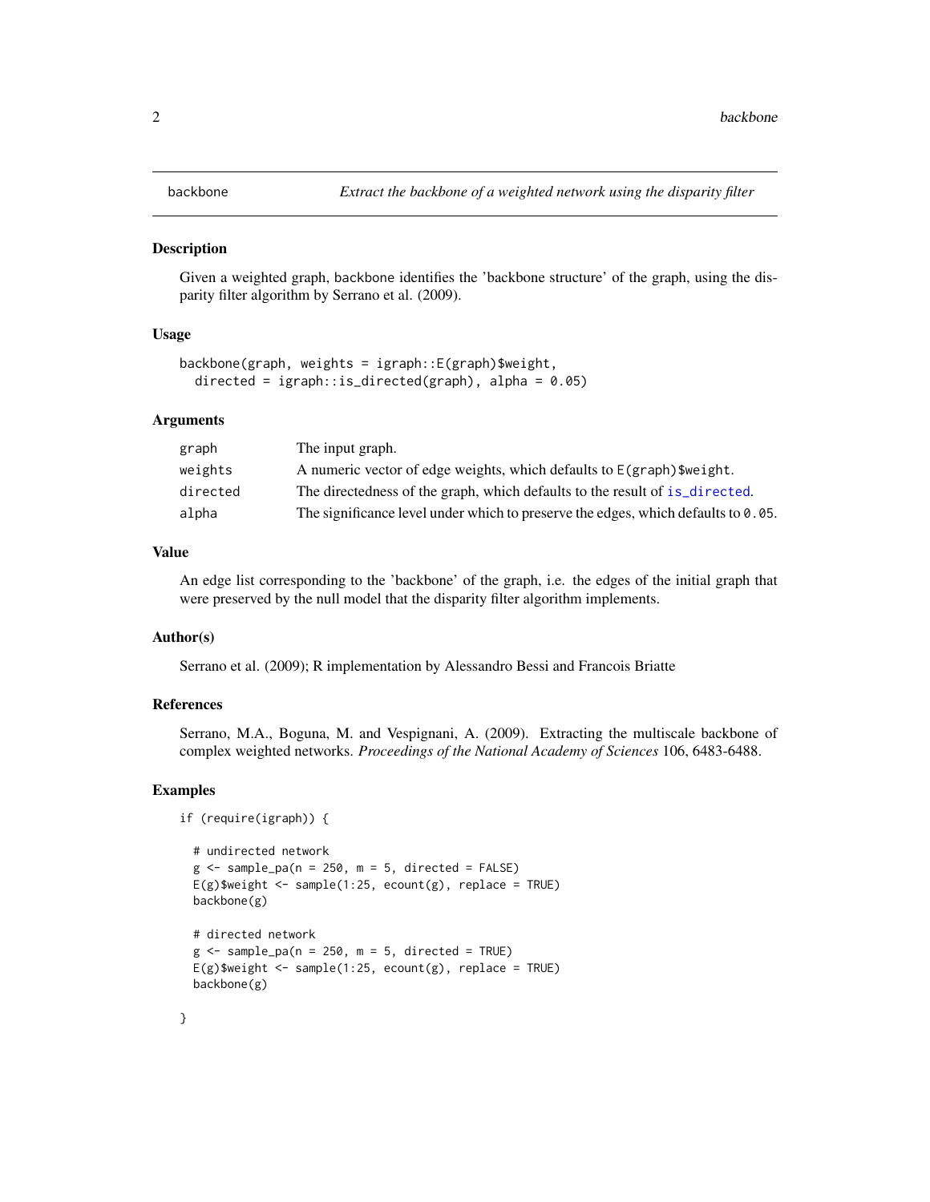backbone — *Extract the backbone of a weighted network using the disparity filter*

## Description

Given a weighted graph, backbone identifies the 'backbone structure' of the graph, using the disparity filter algorithm by Serrano et al. (2009).

## Usage

```
backbone(graph, weights = igraph::E(graph)$weight,
  directed = igraph::is_directed(graph), alpha = 0.05)
```

## Arguments

| | |
|---|---|
| `graph` | The input graph. |
| `weights` | A numeric vector of edge weights, which defaults to `E(graph)$weight`. |
| `directed` | The directedness of the graph, which defaults to the result of `is_directed`. |
| `alpha` | The significance level under which to preserve the edges, which defaults to `0.05`. |

## Value

An edge list corresponding to the 'backbone' of the graph, i.e. the edges of the initial graph that were preserved by the null model that the disparity filter algorithm implements.

## Author(s)

Serrano et al. (2009); R implementation by Alessandro Bessi and Francois Briatte

## References

Serrano, M.A., Boguna, M. and Vespignani, A. (2009). Extracting the multiscale backbone of complex weighted networks. *Proceedings of the National Academy of Sciences* 106, 6483-6488.

## Examples

```
if (require(igraph)) {

  # undirected network
  g <- sample_pa(n = 250, m = 5, directed = FALSE)
  E(g)$weight <- sample(1:25, ecount(g), replace = TRUE)
  backbone(g)

  # directed network
  g <- sample_pa(n = 250, m = 5, directed = TRUE)
  E(g)$weight <- sample(1:25, ecount(g), replace = TRUE)
  backbone(g)

}
```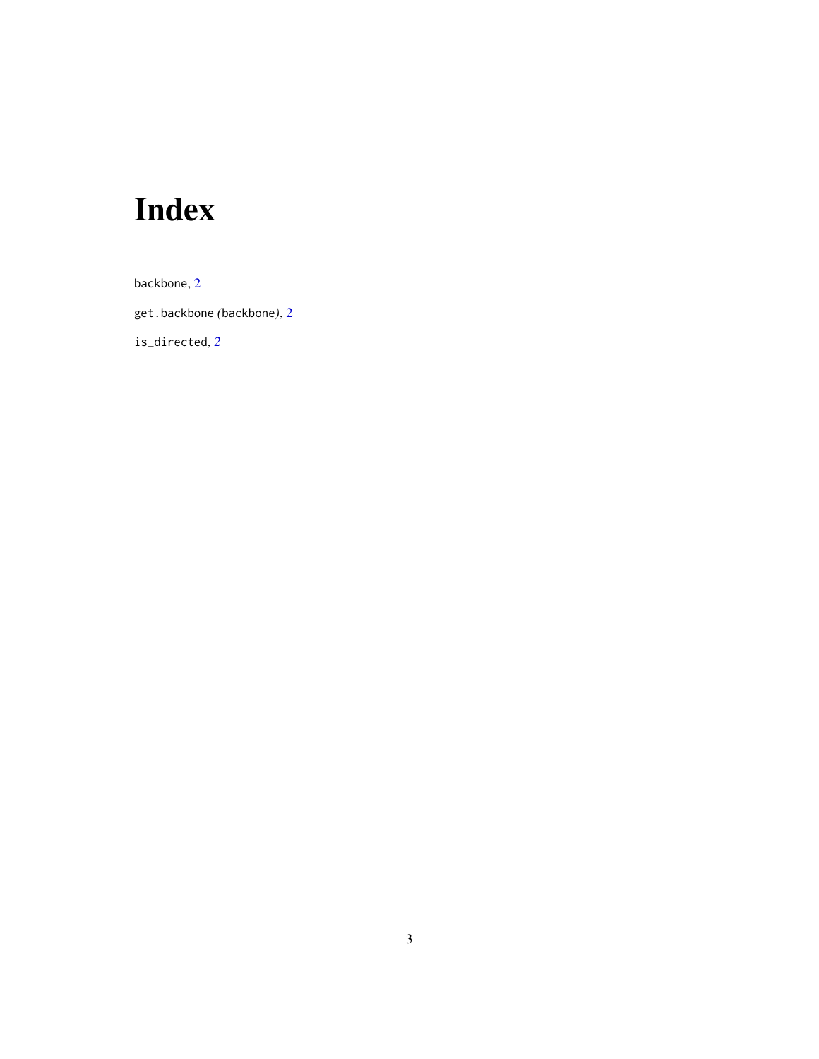# Index

backbone, 2

get.backbone (backbone), 2

is_directed, *2*